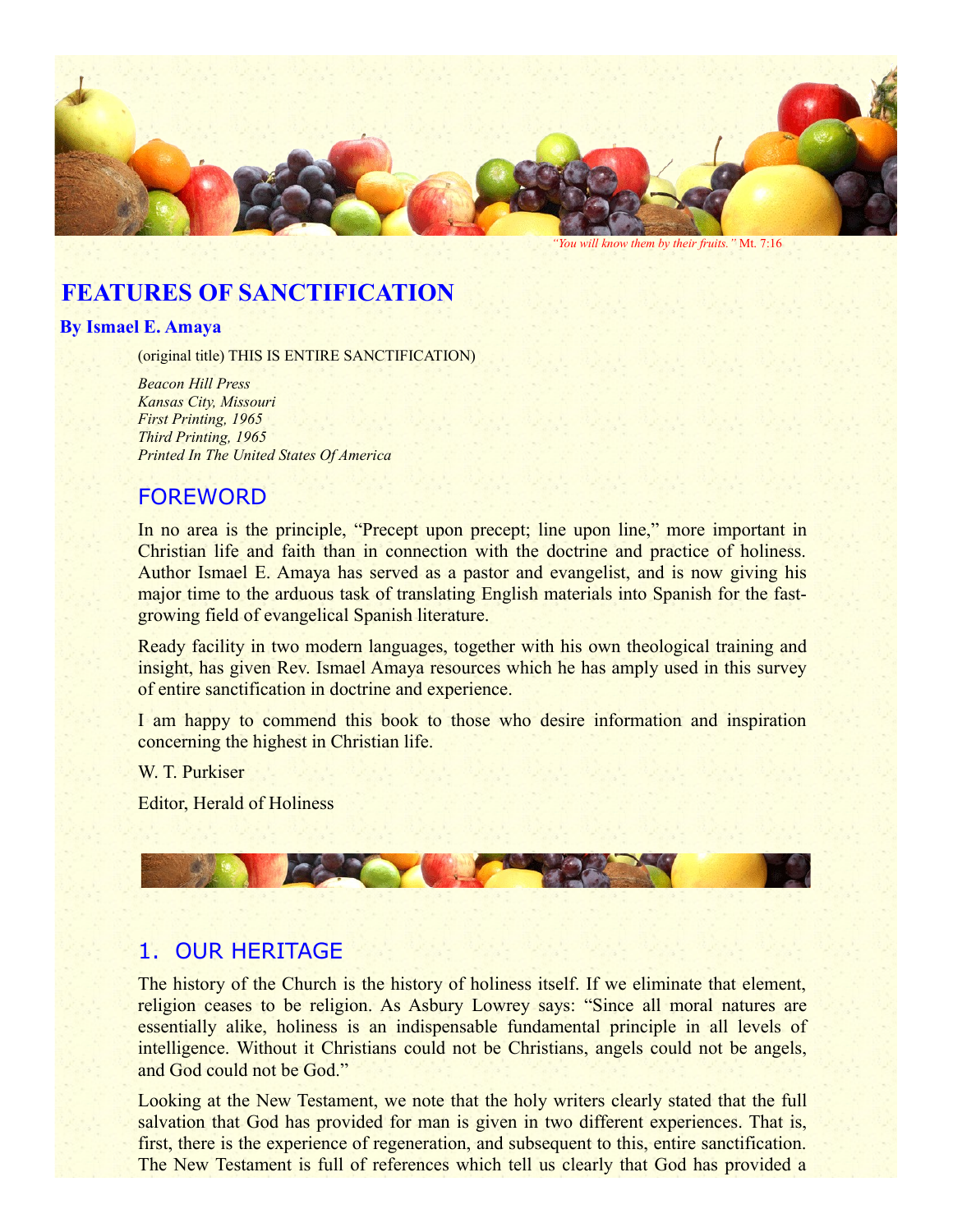*"You will know them by their fruits."* Mt. 7:16

# FEATURES OF SANCTIFICATION

**By Ismael E. Amaya**

(original title) THIS IS ENTIRE SANCTIFICATION)

*Beacon Hill Press*
*Kansas City, Missouri*
*First Printing, 1965*
*Third Printing, 1965*
*Printed In The United States Of America*

## FOREWORD

In no area is the principle, "Precept upon precept; line upon line," more important in Christian life and faith than in connection with the doctrine and practice of holiness. Author Ismael E. Amaya has served as a pastor and evangelist, and is now giving his major time to the arduous task of translating English materials into Spanish for the fast-growing field of evangelical Spanish literature.

Ready facility in two modern languages, together with his own theological training and insight, has given Rev. Ismael Amaya resources which he has amply used in this survey of entire sanctification in doctrine and experience.

I am happy to commend this book to those who desire information and inspiration concerning the highest in Christian life.

W. T. Purkiser

Editor, Herald of Holiness

## 1. OUR HERITAGE

The history of the Church is the history of holiness itself. If we eliminate that element, religion ceases to be religion. As Asbury Lowrey says: "Since all moral natures are essentially alike, holiness is an indispensable fundamental principle in all levels of intelligence. Without it Christians could not be Christians, angels could not be angels, and God could not be God."

Looking at the New Testament, we note that the holy writers clearly stated that the full salvation that God has provided for man is given in two different experiences. That is, first, there is the experience of regeneration, and subsequent to this, entire sanctification. The New Testament is full of references which tell us clearly that God has provided a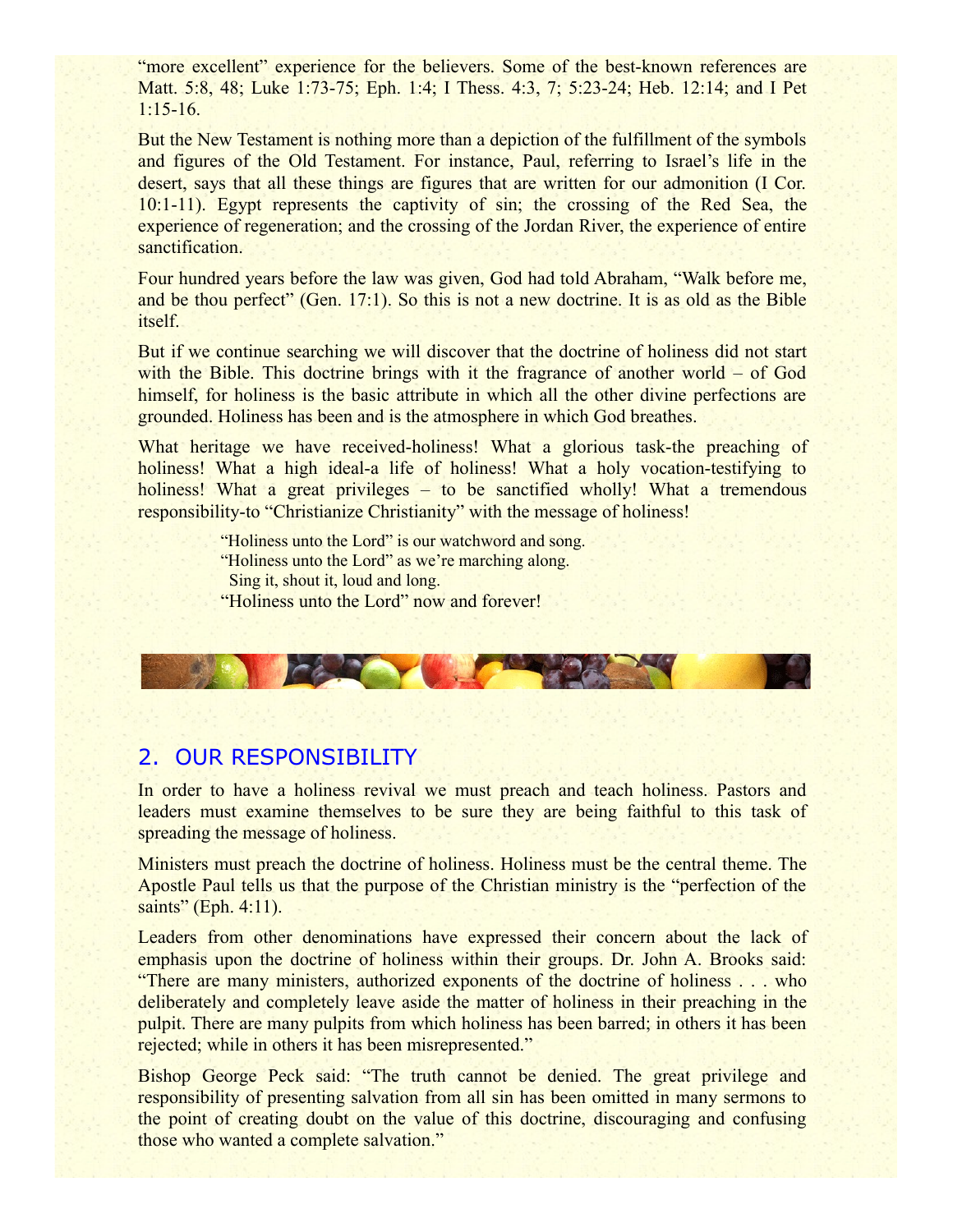"more excellent" experience for the believers. Some of the best-known references are Matt. 5:8, 48; Luke 1:73-75; Eph. 1:4; I Thess. 4:3, 7; 5:23-24; Heb. 12:14; and I Pet 1:15-16.

But the New Testament is nothing more than a depiction of the fulfillment of the symbols and figures of the Old Testament. For instance, Paul, referring to Israel's life in the desert, says that all these things are figures that are written for our admonition (I Cor. 10:1-11). Egypt represents the captivity of sin; the crossing of the Red Sea, the experience of regeneration; and the crossing of the Jordan River, the experience of entire sanctification.

Four hundred years before the law was given, God had told Abraham, "Walk before me, and be thou perfect" (Gen. 17:1). So this is not a new doctrine. It is as old as the Bible itself.

But if we continue searching we will discover that the doctrine of holiness did not start with the Bible. This doctrine brings with it the fragrance of another world – of God himself, for holiness is the basic attribute in which all the other divine perfections are grounded. Holiness has been and is the atmosphere in which God breathes.

What heritage we have received-holiness! What a glorious task-the preaching of holiness! What a high ideal-a life of holiness! What a holy vocation-testifying to holiness! What a great privileges – to be sanctified wholly! What a tremendous responsibility-to "Christianize Christianity" with the message of holiness!

"Holiness unto the Lord" is our watchword and song.  
"Holiness unto the Lord" as we're marching along.  
Sing it, shout it, loud and long.  
"Holiness unto the Lord" now and forever!

## 2. OUR RESPONSIBILITY

In order to have a holiness revival we must preach and teach holiness. Pastors and leaders must examine themselves to be sure they are being faithful to this task of spreading the message of holiness.

Ministers must preach the doctrine of holiness. Holiness must be the central theme. The Apostle Paul tells us that the purpose of the Christian ministry is the "perfection of the saints" (Eph. 4:11).

Leaders from other denominations have expressed their concern about the lack of emphasis upon the doctrine of holiness within their groups. Dr. John A. Brooks said: "There are many ministers, authorized exponents of the doctrine of holiness . . . who deliberately and completely leave aside the matter of holiness in their preaching in the pulpit. There are many pulpits from which holiness has been barred; in others it has been rejected; while in others it has been misrepresented."

Bishop George Peck said: "The truth cannot be denied. The great privilege and responsibility of presenting salvation from all sin has been omitted in many sermons to the point of creating doubt on the value of this doctrine, discouraging and confusing those who wanted a complete salvation."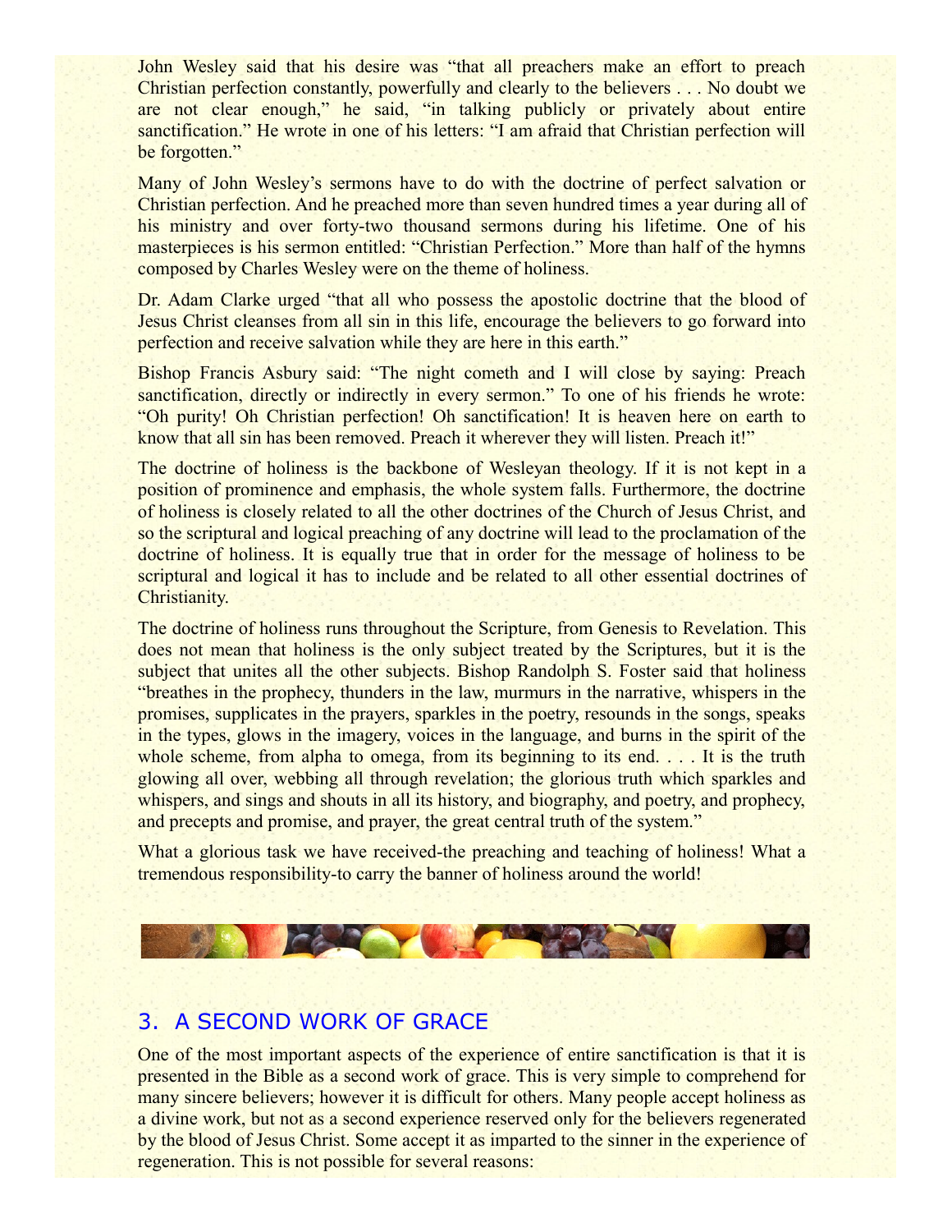John Wesley said that his desire was "that all preachers make an effort to preach Christian perfection constantly, powerfully and clearly to the believers . . . No doubt we are not clear enough," he said, "in talking publicly or privately about entire sanctification." He wrote in one of his letters: "I am afraid that Christian perfection will be forgotten."

Many of John Wesley's sermons have to do with the doctrine of perfect salvation or Christian perfection. And he preached more than seven hundred times a year during all of his ministry and over forty-two thousand sermons during his lifetime. One of his masterpieces is his sermon entitled: "Christian Perfection." More than half of the hymns composed by Charles Wesley were on the theme of holiness.

Dr. Adam Clarke urged "that all who possess the apostolic doctrine that the blood of Jesus Christ cleanses from all sin in this life, encourage the believers to go forward into perfection and receive salvation while they are here in this earth."

Bishop Francis Asbury said: "The night cometh and I will close by saying: Preach sanctification, directly or indirectly in every sermon." To one of his friends he wrote: "Oh purity! Oh Christian perfection! Oh sanctification! It is heaven here on earth to know that all sin has been removed. Preach it wherever they will listen. Preach it!"

The doctrine of holiness is the backbone of Wesleyan theology. If it is not kept in a position of prominence and emphasis, the whole system falls. Furthermore, the doctrine of holiness is closely related to all the other doctrines of the Church of Jesus Christ, and so the scriptural and logical preaching of any doctrine will lead to the proclamation of the doctrine of holiness. It is equally true that in order for the message of holiness to be scriptural and logical it has to include and be related to all other essential doctrines of Christianity.

The doctrine of holiness runs throughout the Scripture, from Genesis to Revelation. This does not mean that holiness is the only subject treated by the Scriptures, but it is the subject that unites all the other subjects. Bishop Randolph S. Foster said that holiness "breathes in the prophecy, thunders in the law, murmurs in the narrative, whispers in the promises, supplicates in the prayers, sparkles in the poetry, resounds in the songs, speaks in the types, glows in the imagery, voices in the language, and burns in the spirit of the whole scheme, from alpha to omega, from its beginning to its end. . . . It is the truth glowing all over, webbing all through revelation; the glorious truth which sparkles and whispers, and sings and shouts in all its history, and biography, and poetry, and prophecy, and precepts and promise, and prayer, the great central truth of the system."

What a glorious task we have received-the preaching and teaching of holiness! What a tremendous responsibility-to carry the banner of holiness around the world!

## 3. A SECOND WORK OF GRACE

One of the most important aspects of the experience of entire sanctification is that it is presented in the Bible as a second work of grace. This is very simple to comprehend for many sincere believers; however it is difficult for others. Many people accept holiness as a divine work, but not as a second experience reserved only for the believers regenerated by the blood of Jesus Christ. Some accept it as imparted to the sinner in the experience of regeneration. This is not possible for several reasons: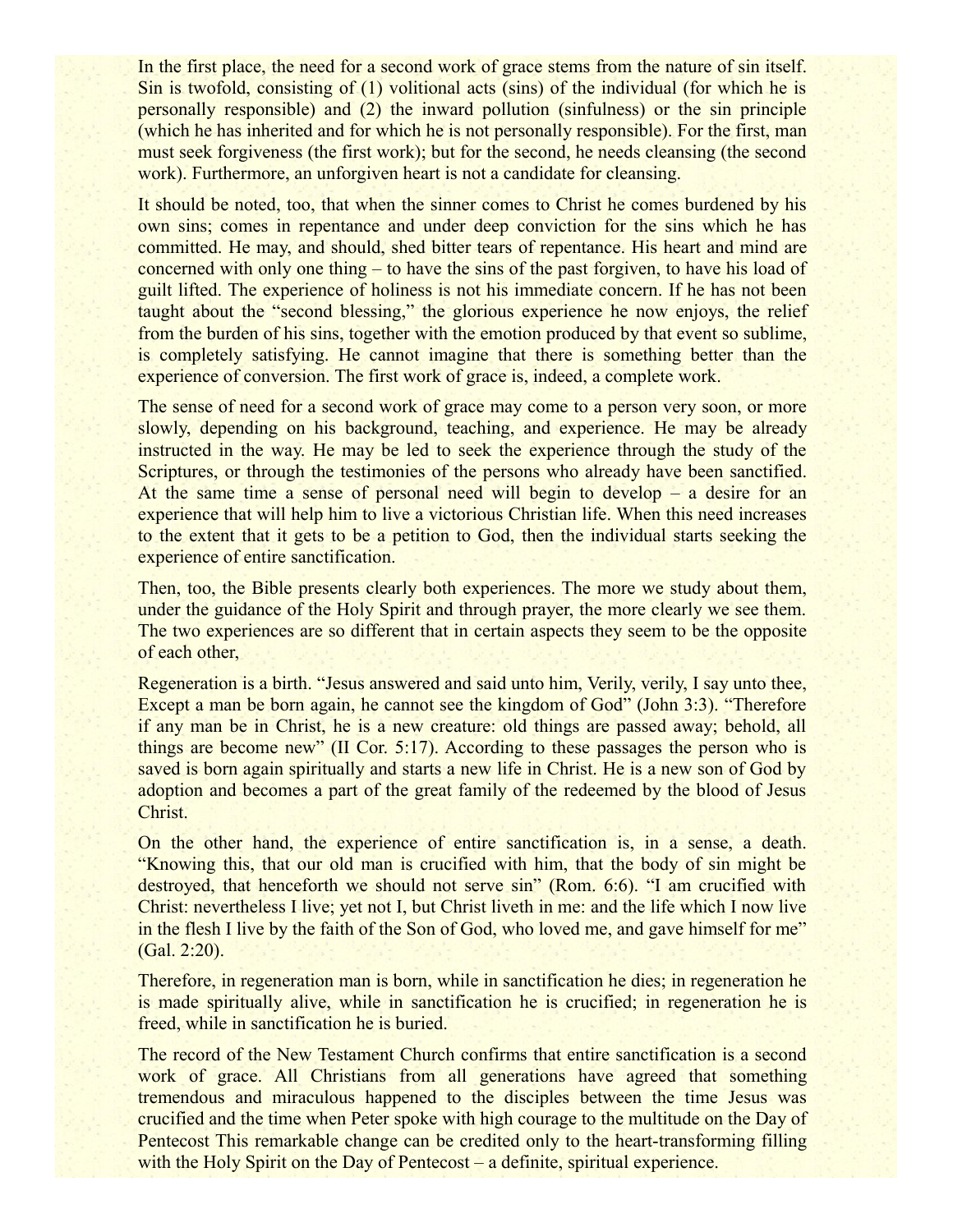In the first place, the need for a second work of grace stems from the nature of sin itself. Sin is twofold, consisting of (1) volitional acts (sins) of the individual (for which he is personally responsible) and (2) the inward pollution (sinfulness) or the sin principle (which he has inherited and for which he is not personally responsible). For the first, man must seek forgiveness (the first work); but for the second, he needs cleansing (the second work). Furthermore, an unforgiven heart is not a candidate for cleansing.

It should be noted, too, that when the sinner comes to Christ he comes burdened by his own sins; comes in repentance and under deep conviction for the sins which he has committed. He may, and should, shed bitter tears of repentance. His heart and mind are concerned with only one thing – to have the sins of the past forgiven, to have his load of guilt lifted. The experience of holiness is not his immediate concern. If he has not been taught about the "second blessing," the glorious experience he now enjoys, the relief from the burden of his sins, together with the emotion produced by that event so sublime, is completely satisfying. He cannot imagine that there is something better than the experience of conversion. The first work of grace is, indeed, a complete work.

The sense of need for a second work of grace may come to a person very soon, or more slowly, depending on his background, teaching, and experience. He may be already instructed in the way. He may be led to seek the experience through the study of the Scriptures, or through the testimonies of the persons who already have been sanctified. At the same time a sense of personal need will begin to develop – a desire for an experience that will help him to live a victorious Christian life. When this need increases to the extent that it gets to be a petition to God, then the individual starts seeking the experience of entire sanctification.

Then, too, the Bible presents clearly both experiences. The more we study about them, under the guidance of the Holy Spirit and through prayer, the more clearly we see them. The two experiences are so different that in certain aspects they seem to be the opposite of each other,

Regeneration is a birth. "Jesus answered and said unto him, Verily, verily, I say unto thee, Except a man be born again, he cannot see the kingdom of God" (John 3:3). "Therefore if any man be in Christ, he is a new creature: old things are passed away; behold, all things are become new" (II Cor. 5:17). According to these passages the person who is saved is born again spiritually and starts a new life in Christ. He is a new son of God by adoption and becomes a part of the great family of the redeemed by the blood of Jesus Christ.

On the other hand, the experience of entire sanctification is, in a sense, a death. "Knowing this, that our old man is crucified with him, that the body of sin might be destroyed, that henceforth we should not serve sin" (Rom. 6:6). "I am crucified with Christ: nevertheless I live; yet not I, but Christ liveth in me: and the life which I now live in the flesh I live by the faith of the Son of God, who loved me, and gave himself for me" (Gal. 2:20).

Therefore, in regeneration man is born, while in sanctification he dies; in regeneration he is made spiritually alive, while in sanctification he is crucified; in regeneration he is freed, while in sanctification he is buried.

The record of the New Testament Church confirms that entire sanctification is a second work of grace. All Christians from all generations have agreed that something tremendous and miraculous happened to the disciples between the time Jesus was crucified and the time when Peter spoke with high courage to the multitude on the Day of Pentecost This remarkable change can be credited only to the heart-transforming filling with the Holy Spirit on the Day of Pentecost – a definite, spiritual experience.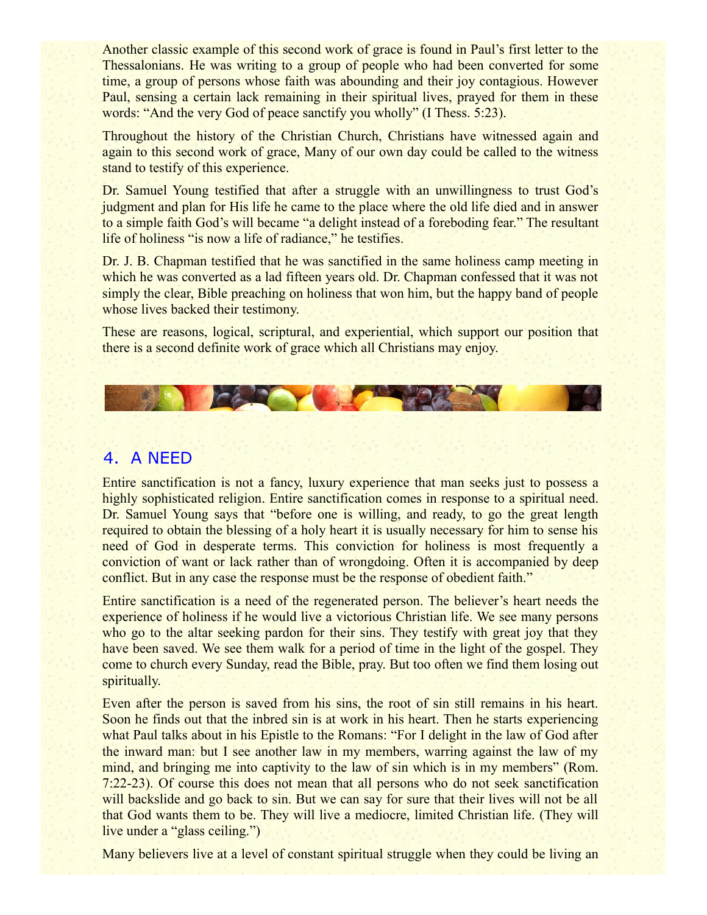Another classic example of this second work of grace is found in Paul's first letter to the Thessalonians. He was writing to a group of people who had been converted for some time, a group of persons whose faith was abounding and their joy contagious. However Paul, sensing a certain lack remaining in their spiritual lives, prayed for them in these words: "And the very God of peace sanctify you wholly" (I Thess. 5:23).

Throughout the history of the Christian Church, Christians have witnessed again and again to this second work of grace, Many of our own day could be called to the witness stand to testify of this experience.

Dr. Samuel Young testified that after a struggle with an unwillingness to trust God's judgment and plan for His life he came to the place where the old life died and in answer to a simple faith God's will became "a delight instead of a foreboding fear." The resultant life of holiness "is now a life of radiance," he testifies.

Dr. J. B. Chapman testified that he was sanctified in the same holiness camp meeting in which he was converted as a lad fifteen years old. Dr. Chapman confessed that it was not simply the clear, Bible preaching on holiness that won him, but the happy band of people whose lives backed their testimony.

These are reasons, logical, scriptural, and experiential, which support our position that there is a second definite work of grace which all Christians may enjoy.

## 4. A NEED

Entire sanctification is not a fancy, luxury experience that man seeks just to possess a highly sophisticated religion. Entire sanctification comes in response to a spiritual need. Dr. Samuel Young says that "before one is willing, and ready, to go the great length required to obtain the blessing of a holy heart it is usually necessary for him to sense his need of God in desperate terms. This conviction for holiness is most frequently a conviction of want or lack rather than of wrongdoing. Often it is accompanied by deep conflict. But in any case the response must be the response of obedient faith."

Entire sanctification is a need of the regenerated person. The believer's heart needs the experience of holiness if he would live a victorious Christian life. We see many persons who go to the altar seeking pardon for their sins. They testify with great joy that they have been saved. We see them walk for a period of time in the light of the gospel. They come to church every Sunday, read the Bible, pray. But too often we find them losing out spiritually.

Even after the person is saved from his sins, the root of sin still remains in his heart. Soon he finds out that the inbred sin is at work in his heart. Then he starts experiencing what Paul talks about in his Epistle to the Romans: "For I delight in the law of God after the inward man: but I see another law in my members, warring against the law of my mind, and bringing me into captivity to the law of sin which is in my members" (Rom. 7:22-23). Of course this does not mean that all persons who do not seek sanctification will backslide and go back to sin. But we can say for sure that their lives will not be all that God wants them to be. They will live a mediocre, limited Christian life. (They will live under a "glass ceiling.")

Many believers live at a level of constant spiritual struggle when they could be living an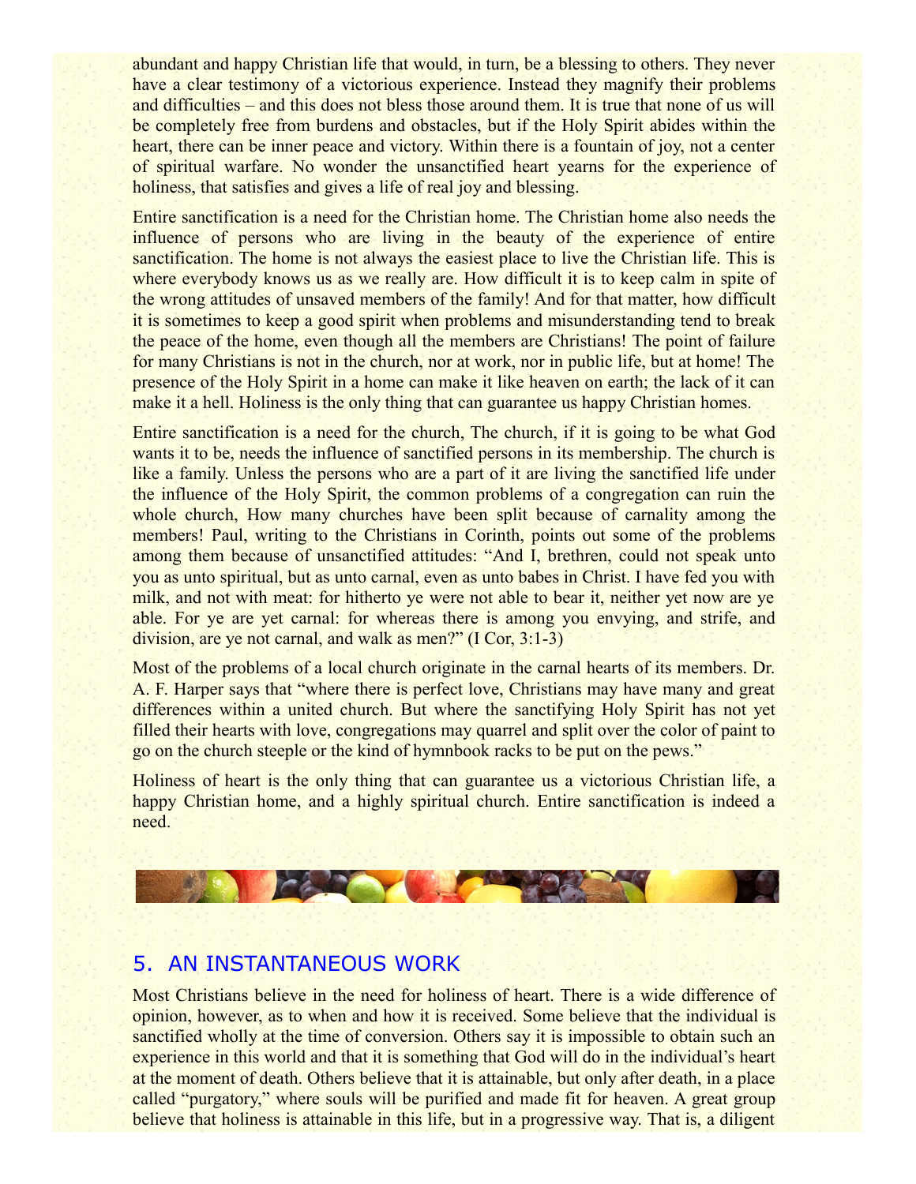abundant and happy Christian life that would, in turn, be a blessing to others. They never have a clear testimony of a victorious experience. Instead they magnify their problems and difficulties – and this does not bless those around them. It is true that none of us will be completely free from burdens and obstacles, but if the Holy Spirit abides within the heart, there can be inner peace and victory. Within there is a fountain of joy, not a center of spiritual warfare. No wonder the unsanctified heart yearns for the experience of holiness, that satisfies and gives a life of real joy and blessing.

Entire sanctification is a need for the Christian home. The Christian home also needs the influence of persons who are living in the beauty of the experience of entire sanctification. The home is not always the easiest place to live the Christian life. This is where everybody knows us as we really are. How difficult it is to keep calm in spite of the wrong attitudes of unsaved members of the family! And for that matter, how difficult it is sometimes to keep a good spirit when problems and misunderstanding tend to break the peace of the home, even though all the members are Christians! The point of failure for many Christians is not in the church, nor at work, nor in public life, but at home! The presence of the Holy Spirit in a home can make it like heaven on earth; the lack of it can make it a hell. Holiness is the only thing that can guarantee us happy Christian homes.

Entire sanctification is a need for the church, The church, if it is going to be what God wants it to be, needs the influence of sanctified persons in its membership. The church is like a family. Unless the persons who are a part of it are living the sanctified life under the influence of the Holy Spirit, the common problems of a congregation can ruin the whole church, How many churches have been split because of carnality among the members! Paul, writing to the Christians in Corinth, points out some of the problems among them because of unsanctified attitudes: "And I, brethren, could not speak unto you as unto spiritual, but as unto carnal, even as unto babes in Christ. I have fed you with milk, and not with meat: for hitherto ye were not able to bear it, neither yet now are ye able. For ye are yet carnal: for whereas there is among you envying, and strife, and division, are ye not carnal, and walk as men?" (I Cor, 3:1-3)

Most of the problems of a local church originate in the carnal hearts of its members. Dr. A. F. Harper says that "where there is perfect love, Christians may have many and great differences within a united church. But where the sanctifying Holy Spirit has not yet filled their hearts with love, congregations may quarrel and split over the color of paint to go on the church steeple or the kind of hymnbook racks to be put on the pews."

Holiness of heart is the only thing that can guarantee us a victorious Christian life, a happy Christian home, and a highly spiritual church. Entire sanctification is indeed a need.

## 5. AN INSTANTANEOUS WORK

Most Christians believe in the need for holiness of heart. There is a wide difference of opinion, however, as to when and how it is received. Some believe that the individual is sanctified wholly at the time of conversion. Others say it is impossible to obtain such an experience in this world and that it is something that God will do in the individual's heart at the moment of death. Others believe that it is attainable, but only after death, in a place called "purgatory," where souls will be purified and made fit for heaven. A great group believe that holiness is attainable in this life, but in a progressive way. That is, a diligent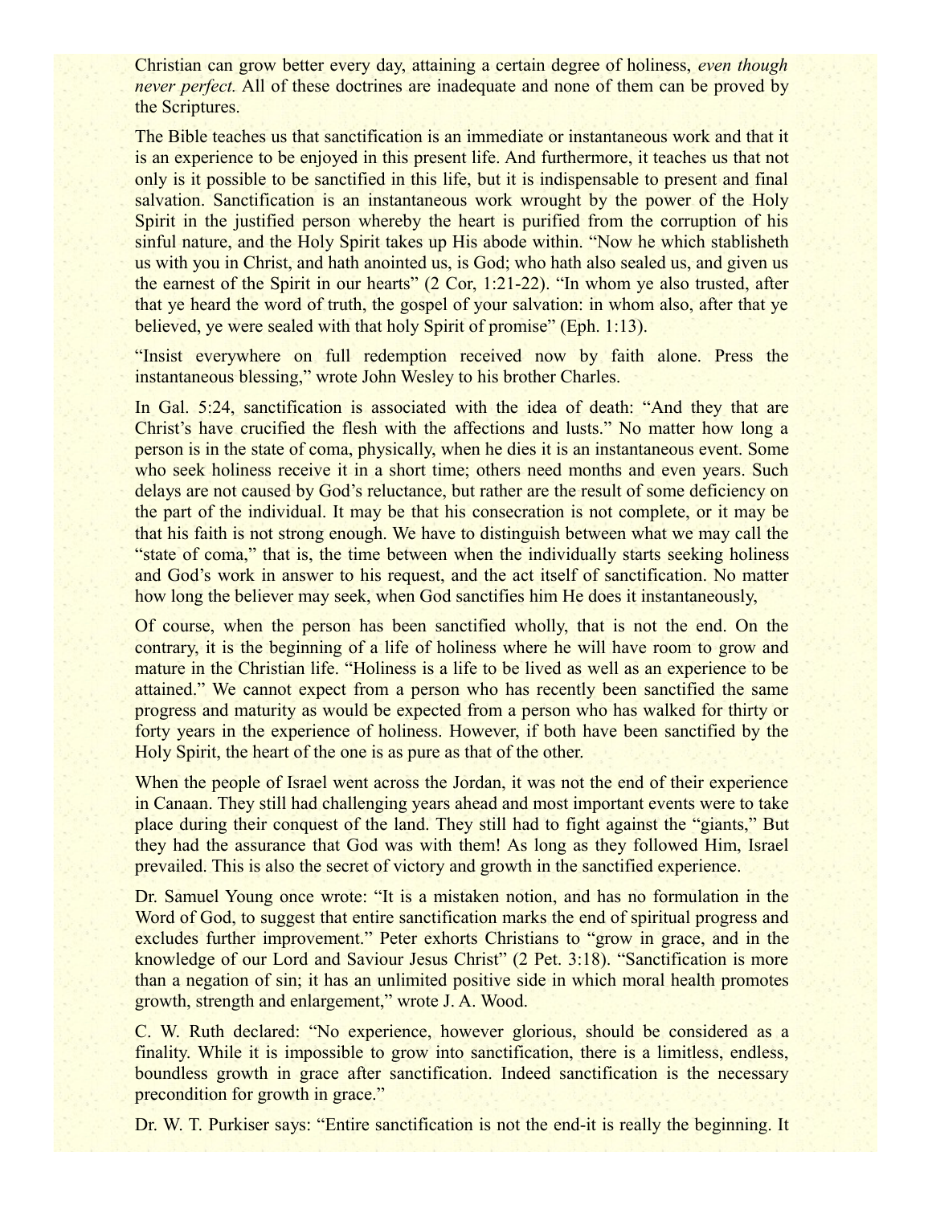Christian can grow better every day, attaining a certain degree of holiness, *even though never perfect.* All of these doctrines are inadequate and none of them can be proved by the Scriptures.

The Bible teaches us that sanctification is an immediate or instantaneous work and that it is an experience to be enjoyed in this present life. And furthermore, it teaches us that not only is it possible to be sanctified in this life, but it is indispensable to present and final salvation. Sanctification is an instantaneous work wrought by the power of the Holy Spirit in the justified person whereby the heart is purified from the corruption of his sinful nature, and the Holy Spirit takes up His abode within. "Now he which stablisheth us with you in Christ, and hath anointed us, is God; who hath also sealed us, and given us the earnest of the Spirit in our hearts" (2 Cor, 1:21-22). "In whom ye also trusted, after that ye heard the word of truth, the gospel of your salvation: in whom also, after that ye believed, ye were sealed with that holy Spirit of promise" (Eph. 1:13).

"Insist everywhere on full redemption received now by faith alone. Press the instantaneous blessing," wrote John Wesley to his brother Charles.

In Gal. 5:24, sanctification is associated with the idea of death: "And they that are Christ's have crucified the flesh with the affections and lusts." No matter how long a person is in the state of coma, physically, when he dies it is an instantaneous event. Some who seek holiness receive it in a short time; others need months and even years. Such delays are not caused by God's reluctance, but rather are the result of some deficiency on the part of the individual. It may be that his consecration is not complete, or it may be that his faith is not strong enough. We have to distinguish between what we may call the "state of coma," that is, the time between when the individually starts seeking holiness and God's work in answer to his request, and the act itself of sanctification. No matter how long the believer may seek, when God sanctifies him He does it instantaneously,

Of course, when the person has been sanctified wholly, that is not the end. On the contrary, it is the beginning of a life of holiness where he will have room to grow and mature in the Christian life. "Holiness is a life to be lived as well as an experience to be attained." We cannot expect from a person who has recently been sanctified the same progress and maturity as would be expected from a person who has walked for thirty or forty years in the experience of holiness. However, if both have been sanctified by the Holy Spirit, the heart of the one is as pure as that of the other.

When the people of Israel went across the Jordan, it was not the end of their experience in Canaan. They still had challenging years ahead and most important events were to take place during their conquest of the land. They still had to fight against the "giants," But they had the assurance that God was with them! As long as they followed Him, Israel prevailed. This is also the secret of victory and growth in the sanctified experience.

Dr. Samuel Young once wrote: "It is a mistaken notion, and has no formulation in the Word of God, to suggest that entire sanctification marks the end of spiritual progress and excludes further improvement." Peter exhorts Christians to "grow in grace, and in the knowledge of our Lord and Saviour Jesus Christ" (2 Pet. 3:18). "Sanctification is more than a negation of sin; it has an unlimited positive side in which moral health promotes growth, strength and enlargement," wrote J. A. Wood.

C. W. Ruth declared: "No experience, however glorious, should be considered as a finality. While it is impossible to grow into sanctification, there is a limitless, endless, boundless growth in grace after sanctification. Indeed sanctification is the necessary precondition for growth in grace."

Dr. W. T. Purkiser says: "Entire sanctification is not the end-it is really the beginning. It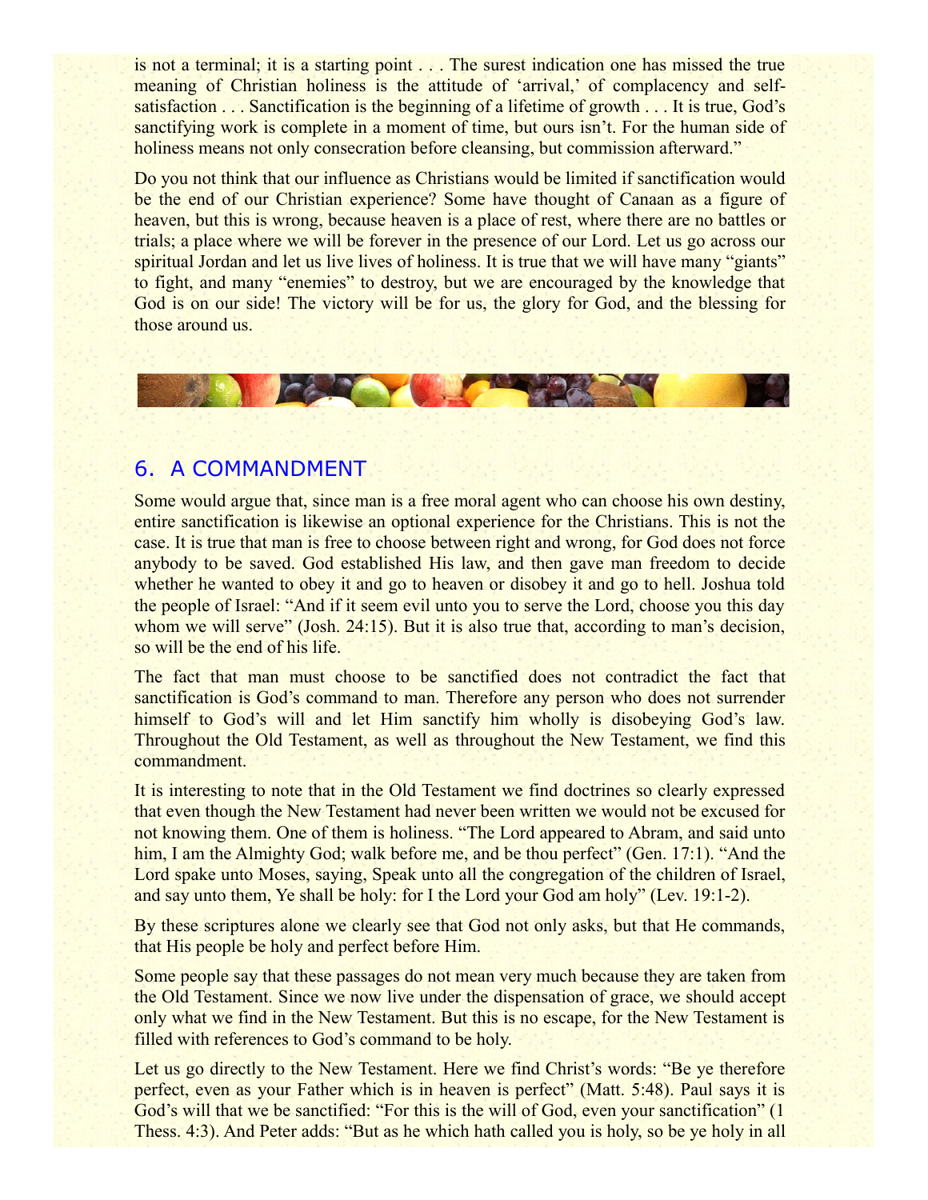is not a terminal; it is a starting point . . . The surest indication one has missed the true meaning of Christian holiness is the attitude of 'arrival,' of complacency and self-satisfaction . . . Sanctification is the beginning of a lifetime of growth . . . It is true, God's sanctifying work is complete in a moment of time, but ours isn't. For the human side of holiness means not only consecration before cleansing, but commission afterward."

Do you not think that our influence as Christians would be limited if sanctification would be the end of our Christian experience? Some have thought of Canaan as a figure of heaven, but this is wrong, because heaven is a place of rest, where there are no battles or trials; a place where we will be forever in the presence of our Lord. Let us go across our spiritual Jordan and let us live lives of holiness. It is true that we will have many "giants" to fight, and many "enemies" to destroy, but we are encouraged by the knowledge that God is on our side! The victory will be for us, the glory for God, and the blessing for those around us.

## 6. A COMMANDMENT

Some would argue that, since man is a free moral agent who can choose his own destiny, entire sanctification is likewise an optional experience for the Christians. This is not the case. It is true that man is free to choose between right and wrong, for God does not force anybody to be saved. God established His law, and then gave man freedom to decide whether he wanted to obey it and go to heaven or disobey it and go to hell. Joshua told the people of Israel: "And if it seem evil unto you to serve the Lord, choose you this day whom we will serve" (Josh. 24:15). But it is also true that, according to man's decision, so will be the end of his life.

The fact that man must choose to be sanctified does not contradict the fact that sanctification is God's command to man. Therefore any person who does not surrender himself to God's will and let Him sanctify him wholly is disobeying God's law. Throughout the Old Testament, as well as throughout the New Testament, we find this commandment.

It is interesting to note that in the Old Testament we find doctrines so clearly expressed that even though the New Testament had never been written we would not be excused for not knowing them. One of them is holiness. "The Lord appeared to Abram, and said unto him, I am the Almighty God; walk before me, and be thou perfect" (Gen. 17:1). "And the Lord spake unto Moses, saying, Speak unto all the congregation of the children of Israel, and say unto them, Ye shall be holy: for I the Lord your God am holy" (Lev. 19:1-2).

By these scriptures alone we clearly see that God not only asks, but that He commands, that His people be holy and perfect before Him.

Some people say that these passages do not mean very much because they are taken from the Old Testament. Since we now live under the dispensation of grace, we should accept only what we find in the New Testament. But this is no escape, for the New Testament is filled with references to God's command to be holy.

Let us go directly to the New Testament. Here we find Christ's words: "Be ye therefore perfect, even as your Father which is in heaven is perfect" (Matt. 5:48). Paul says it is God's will that we be sanctified: "For this is the will of God, even your sanctification" (1 Thess. 4:3). And Peter adds: "But as he which hath called you is holy, so be ye holy in all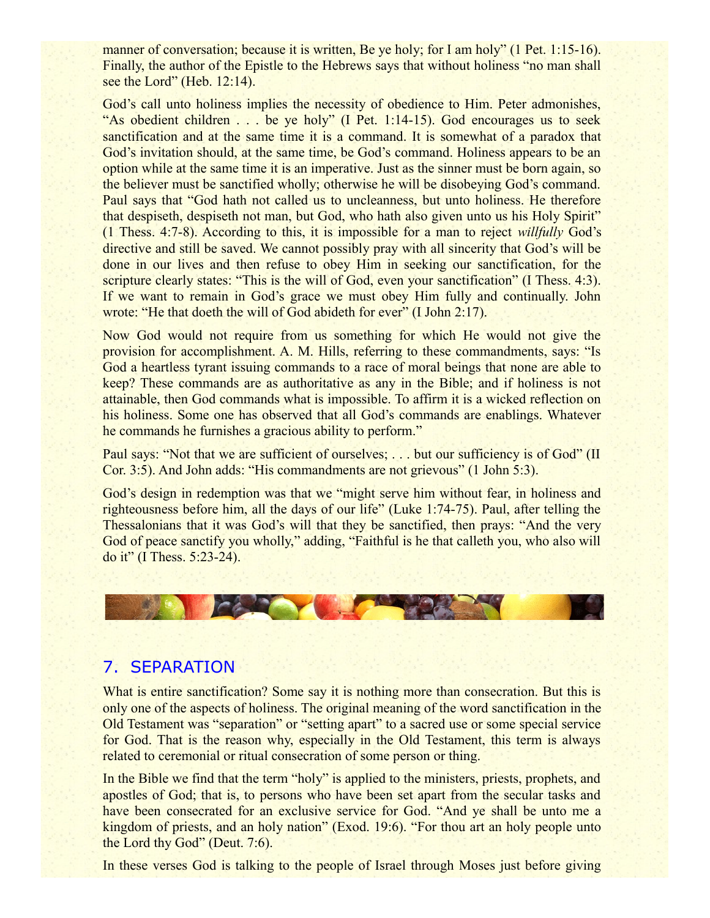manner of conversation; because it is written, Be ye holy; for I am holy" (1 Pet. 1:15-16). Finally, the author of the Epistle to the Hebrews says that without holiness "no man shall see the Lord" (Heb. 12:14).

God's call unto holiness implies the necessity of obedience to Him. Peter admonishes, "As obedient children . . . be ye holy" (I Pet. 1:14-15). God encourages us to seek sanctification and at the same time it is a command. It is somewhat of a paradox that God's invitation should, at the same time, be God's command. Holiness appears to be an option while at the same time it is an imperative. Just as the sinner must be born again, so the believer must be sanctified wholly; otherwise he will be disobeying God's command. Paul says that "God hath not called us to uncleanness, but unto holiness. He therefore that despiseth, despiseth not man, but God, who hath also given unto us his Holy Spirit" (1 Thess. 4:7-8). According to this, it is impossible for a man to reject *willfully* God's directive and still be saved. We cannot possibly pray with all sincerity that God's will be done in our lives and then refuse to obey Him in seeking our sanctification, for the scripture clearly states: "This is the will of God, even your sanctification" (I Thess. 4:3). If we want to remain in God's grace we must obey Him fully and continually. John wrote: "He that doeth the will of God abideth for ever" (I John 2:17).

Now God would not require from us something for which He would not give the provision for accomplishment. A. M. Hills, referring to these commandments, says: "Is God a heartless tyrant issuing commands to a race of moral beings that none are able to keep? These commands are as authoritative as any in the Bible; and if holiness is not attainable, then God commands what is impossible. To affirm it is a wicked reflection on his holiness. Some one has observed that all God's commands are enablings. Whatever he commands he furnishes a gracious ability to perform."

Paul says: "Not that we are sufficient of ourselves; . . . but our sufficiency is of God" (II Cor. 3:5). And John adds: "His commandments are not grievous" (1 John 5:3).

God's design in redemption was that we "might serve him without fear, in holiness and righteousness before him, all the days of our life" (Luke 1:74-75). Paul, after telling the Thessalonians that it was God's will that they be sanctified, then prays: "And the very God of peace sanctify you wholly," adding, "Faithful is he that calleth you, who also will do it" (I Thess. 5:23-24).

## 7. SEPARATION

What is entire sanctification? Some say it is nothing more than consecration. But this is only one of the aspects of holiness. The original meaning of the word sanctification in the Old Testament was "separation" or "setting apart" to a sacred use or some special service for God. That is the reason why, especially in the Old Testament, this term is always related to ceremonial or ritual consecration of some person or thing.

In the Bible we find that the term "holy" is applied to the ministers, priests, prophets, and apostles of God; that is, to persons who have been set apart from the secular tasks and have been consecrated for an exclusive service for God. "And ye shall be unto me a kingdom of priests, and an holy nation" (Exod. 19:6). "For thou art an holy people unto the Lord thy God" (Deut. 7:6).

In these verses God is talking to the people of Israel through Moses just before giving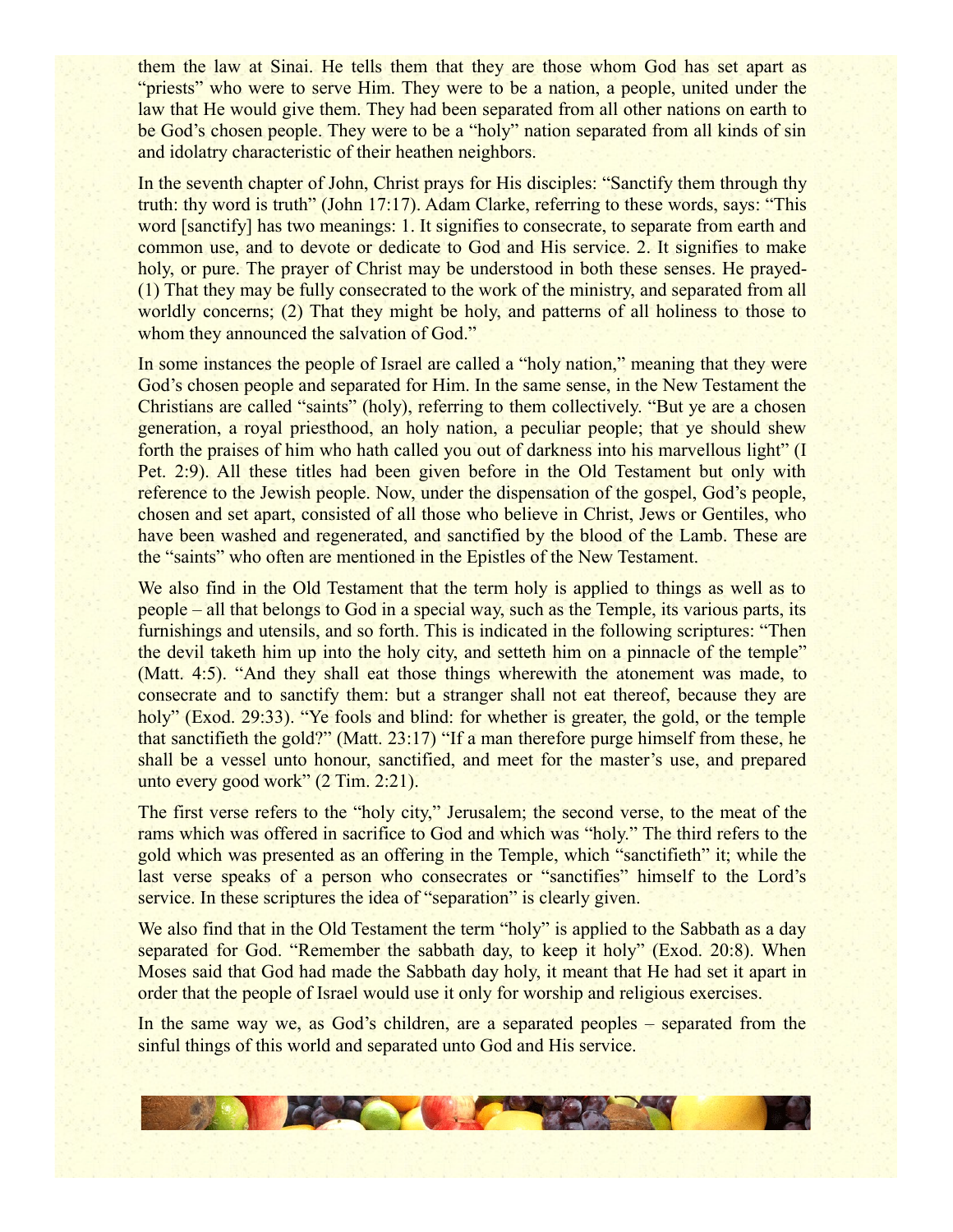them the law at Sinai. He tells them that they are those whom God has set apart as "priests" who were to serve Him. They were to be a nation, a people, united under the law that He would give them. They had been separated from all other nations on earth to be God's chosen people. They were to be a "holy" nation separated from all kinds of sin and idolatry characteristic of their heathen neighbors.

In the seventh chapter of John, Christ prays for His disciples: "Sanctify them through thy truth: thy word is truth" (John 17:17). Adam Clarke, referring to these words, says: "This word [sanctify] has two meanings: 1. It signifies to consecrate, to separate from earth and common use, and to devote or dedicate to God and His service. 2. It signifies to make holy, or pure. The prayer of Christ may be understood in both these senses. He prayed- (1) That they may be fully consecrated to the work of the ministry, and separated from all worldly concerns; (2) That they might be holy, and patterns of all holiness to those to whom they announced the salvation of God."

In some instances the people of Israel are called a "holy nation," meaning that they were God's chosen people and separated for Him. In the same sense, in the New Testament the Christians are called "saints" (holy), referring to them collectively. "But ye are a chosen generation, a royal priesthood, an holy nation, a peculiar people; that ye should shew forth the praises of him who hath called you out of darkness into his marvellous light" (I Pet. 2:9). All these titles had been given before in the Old Testament but only with reference to the Jewish people. Now, under the dispensation of the gospel, God's people, chosen and set apart, consisted of all those who believe in Christ, Jews or Gentiles, who have been washed and regenerated, and sanctified by the blood of the Lamb. These are the "saints" who often are mentioned in the Epistles of the New Testament.

We also find in the Old Testament that the term holy is applied to things as well as to people – all that belongs to God in a special way, such as the Temple, its various parts, its furnishings and utensils, and so forth. This is indicated in the following scriptures: "Then the devil taketh him up into the holy city, and setteth him on a pinnacle of the temple" (Matt. 4:5). "And they shall eat those things wherewith the atonement was made, to consecrate and to sanctify them: but a stranger shall not eat thereof, because they are holy" (Exod. 29:33). "Ye fools and blind: for whether is greater, the gold, or the temple that sanctifieth the gold?" (Matt. 23:17) "If a man therefore purge himself from these, he shall be a vessel unto honour, sanctified, and meet for the master's use, and prepared unto every good work" (2 Tim. 2:21).

The first verse refers to the "holy city," Jerusalem; the second verse, to the meat of the rams which was offered in sacrifice to God and which was "holy." The third refers to the gold which was presented as an offering in the Temple, which "sanctifieth" it; while the last verse speaks of a person who consecrates or "sanctifies" himself to the Lord's service. In these scriptures the idea of "separation" is clearly given.

We also find that in the Old Testament the term "holy" is applied to the Sabbath as a day separated for God. "Remember the sabbath day, to keep it holy" (Exod. 20:8). When Moses said that God had made the Sabbath day holy, it meant that He had set it apart in order that the people of Israel would use it only for worship and religious exercises.

In the same way we, as God's children, are a separated peoples – separated from the sinful things of this world and separated unto God and His service.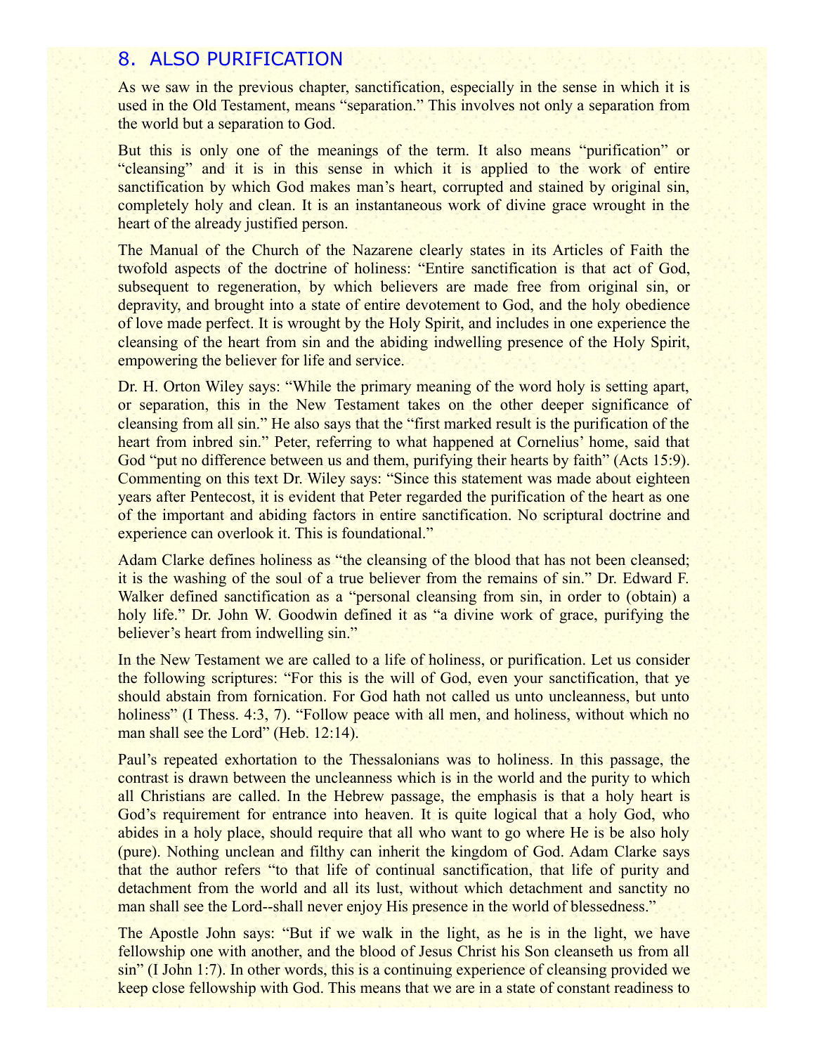## 8. ALSO PURIFICATION

As we saw in the previous chapter, sanctification, especially in the sense in which it is used in the Old Testament, means "separation." This involves not only a separation from the world but a separation to God.

But this is only one of the meanings of the term. It also means "purification" or "cleansing" and it is in this sense in which it is applied to the work of entire sanctification by which God makes man's heart, corrupted and stained by original sin, completely holy and clean. It is an instantaneous work of divine grace wrought in the heart of the already justified person.

The Manual of the Church of the Nazarene clearly states in its Articles of Faith the twofold aspects of the doctrine of holiness: "Entire sanctification is that act of God, subsequent to regeneration, by which believers are made free from original sin, or depravity, and brought into a state of entire devotement to God, and the holy obedience of love made perfect. It is wrought by the Holy Spirit, and includes in one experience the cleansing of the heart from sin and the abiding indwelling presence of the Holy Spirit, empowering the believer for life and service.

Dr. H. Orton Wiley says: "While the primary meaning of the word holy is setting apart, or separation, this in the New Testament takes on the other deeper significance of cleansing from all sin." He also says that the "first marked result is the purification of the heart from inbred sin." Peter, referring to what happened at Cornelius' home, said that God "put no difference between us and them, purifying their hearts by faith" (Acts 15:9). Commenting on this text Dr. Wiley says: "Since this statement was made about eighteen years after Pentecost, it is evident that Peter regarded the purification of the heart as one of the important and abiding factors in entire sanctification. No scriptural doctrine and experience can overlook it. This is foundational."

Adam Clarke defines holiness as "the cleansing of the blood that has not been cleansed; it is the washing of the soul of a true believer from the remains of sin." Dr. Edward F. Walker defined sanctification as a "personal cleansing from sin, in order to (obtain) a holy life." Dr. John W. Goodwin defined it as "a divine work of grace, purifying the believer's heart from indwelling sin."

In the New Testament we are called to a life of holiness, or purification. Let us consider the following scriptures: "For this is the will of God, even your sanctification, that ye should abstain from fornication. For God hath not called us unto uncleanness, but unto holiness" (I Thess. 4:3, 7). "Follow peace with all men, and holiness, without which no man shall see the Lord" (Heb. 12:14).

Paul's repeated exhortation to the Thessalonians was to holiness. In this passage, the contrast is drawn between the uncleanness which is in the world and the purity to which all Christians are called. In the Hebrew passage, the emphasis is that a holy heart is God's requirement for entrance into heaven. It is quite logical that a holy God, who abides in a holy place, should require that all who want to go where He is be also holy (pure). Nothing unclean and filthy can inherit the kingdom of God. Adam Clarke says that the author refers "to that life of continual sanctification, that life of purity and detachment from the world and all its lust, without which detachment and sanctity no man shall see the Lord--shall never enjoy His presence in the world of blessedness."

The Apostle John says: "But if we walk in the light, as he is in the light, we have fellowship one with another, and the blood of Jesus Christ his Son cleanseth us from all sin" (I John 1:7). In other words, this is a continuing experience of cleansing provided we keep close fellowship with God. This means that we are in a state of constant readiness to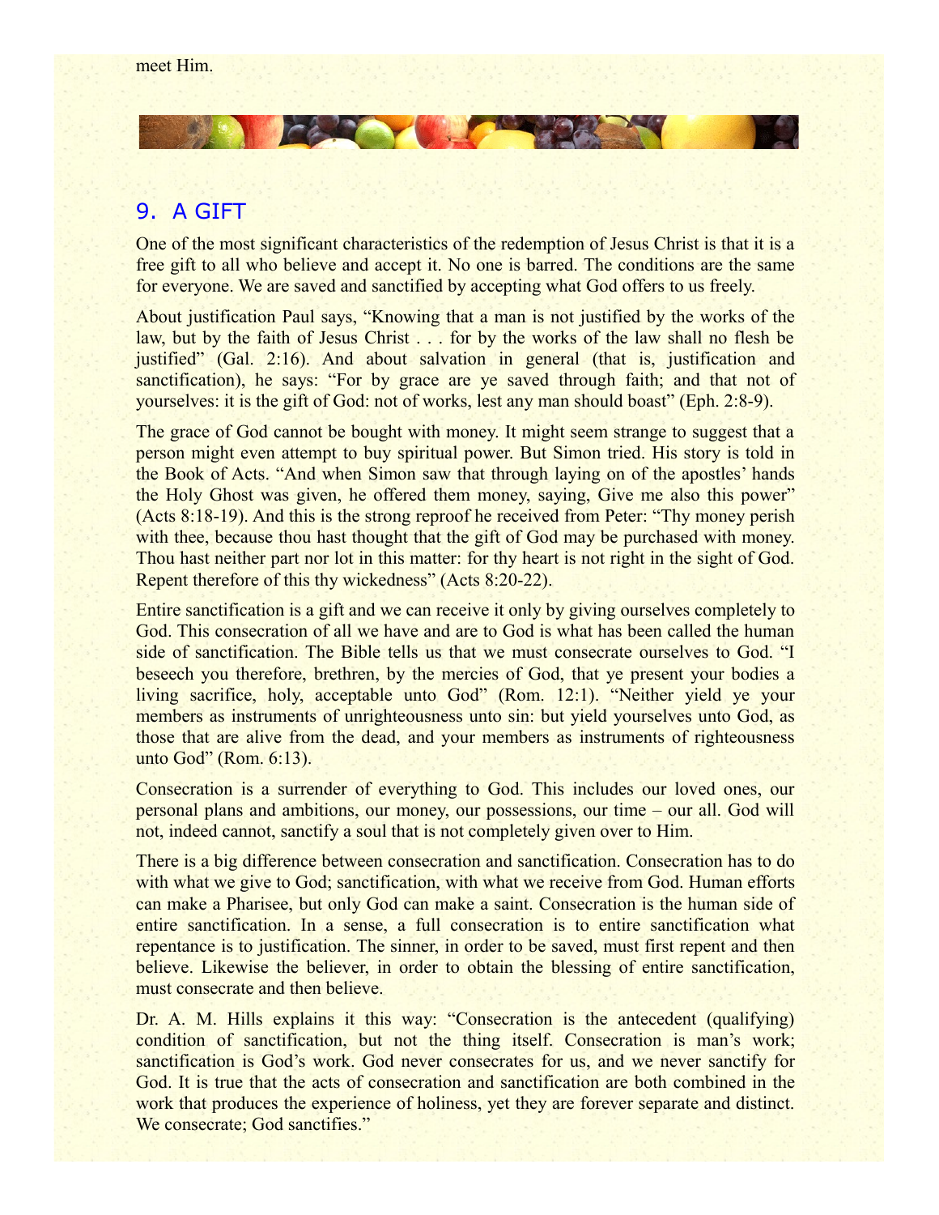meet Him.

## 9. A GIFT

One of the most significant characteristics of the redemption of Jesus Christ is that it is a free gift to all who believe and accept it. No one is barred. The conditions are the same for everyone. We are saved and sanctified by accepting what God offers to us freely.

About justification Paul says, "Knowing that a man is not justified by the works of the law, but by the faith of Jesus Christ . . . for by the works of the law shall no flesh be justified" (Gal. 2:16). And about salvation in general (that is, justification and sanctification), he says: "For by grace are ye saved through faith; and that not of yourselves: it is the gift of God: not of works, lest any man should boast" (Eph. 2:8-9).

The grace of God cannot be bought with money. It might seem strange to suggest that a person might even attempt to buy spiritual power. But Simon tried. His story is told in the Book of Acts. "And when Simon saw that through laying on of the apostles' hands the Holy Ghost was given, he offered them money, saying, Give me also this power" (Acts 8:18-19). And this is the strong reproof he received from Peter: "Thy money perish with thee, because thou hast thought that the gift of God may be purchased with money. Thou hast neither part nor lot in this matter: for thy heart is not right in the sight of God. Repent therefore of this thy wickedness" (Acts 8:20-22).

Entire sanctification is a gift and we can receive it only by giving ourselves completely to God. This consecration of all we have and are to God is what has been called the human side of sanctification. The Bible tells us that we must consecrate ourselves to God. "I beseech you therefore, brethren, by the mercies of God, that ye present your bodies a living sacrifice, holy, acceptable unto God" (Rom. 12:1). "Neither yield ye your members as instruments of unrighteousness unto sin: but yield yourselves unto God, as those that are alive from the dead, and your members as instruments of righteousness unto God" (Rom. 6:13).

Consecration is a surrender of everything to God. This includes our loved ones, our personal plans and ambitions, our money, our possessions, our time – our all. God will not, indeed cannot, sanctify a soul that is not completely given over to Him.

There is a big difference between consecration and sanctification. Consecration has to do with what we give to God; sanctification, with what we receive from God. Human efforts can make a Pharisee, but only God can make a saint. Consecration is the human side of entire sanctification. In a sense, a full consecration is to entire sanctification what repentance is to justification. The sinner, in order to be saved, must first repent and then believe. Likewise the believer, in order to obtain the blessing of entire sanctification, must consecrate and then believe.

Dr. A. M. Hills explains it this way: "Consecration is the antecedent (qualifying) condition of sanctification, but not the thing itself. Consecration is man's work; sanctification is God's work. God never consecrates for us, and we never sanctify for God. It is true that the acts of consecration and sanctification are both combined in the work that produces the experience of holiness, yet they are forever separate and distinct. We consecrate; God sanctifies."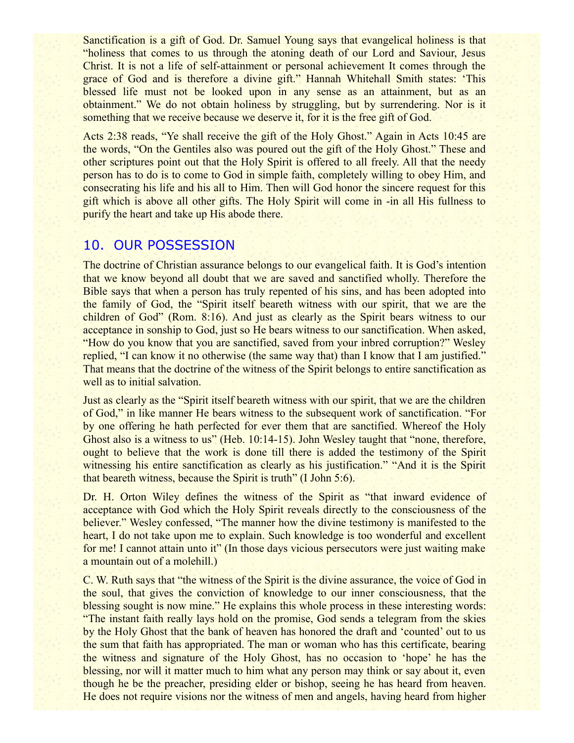Sanctification is a gift of God. Dr. Samuel Young says that evangelical holiness is that "holiness that comes to us through the atoning death of our Lord and Saviour, Jesus Christ. It is not a life of self-attainment or personal achievement It comes through the grace of God and is therefore a divine gift." Hannah Whitehall Smith states: 'This blessed life must not be looked upon in any sense as an attainment, but as an obtainment." We do not obtain holiness by struggling, but by surrendering. Nor is it something that we receive because we deserve it, for it is the free gift of God.

Acts 2:38 reads, "Ye shall receive the gift of the Holy Ghost." Again in Acts 10:45 are the words, "On the Gentiles also was poured out the gift of the Holy Ghost." These and other scriptures point out that the Holy Spirit is offered to all freely. All that the needy person has to do is to come to God in simple faith, completely willing to obey Him, and consecrating his life and his all to Him. Then will God honor the sincere request for this gift which is above all other gifts. The Holy Spirit will come in -in all His fullness to purify the heart and take up His abode there.

## 10. OUR POSSESSION

The doctrine of Christian assurance belongs to our evangelical faith. It is God's intention that we know beyond all doubt that we are saved and sanctified wholly. Therefore the Bible says that when a person has truly repented of his sins, and has been adopted into the family of God, the "Spirit itself beareth witness with our spirit, that we are the children of God" (Rom. 8:16). And just as clearly as the Spirit bears witness to our acceptance in sonship to God, just so He bears witness to our sanctification. When asked, "How do you know that you are sanctified, saved from your inbred corruption?" Wesley replied, "I can know it no otherwise (the same way that) than I know that I am justified." That means that the doctrine of the witness of the Spirit belongs to entire sanctification as well as to initial salvation.

Just as clearly as the "Spirit itself beareth witness with our spirit, that we are the children of God," in like manner He bears witness to the subsequent work of sanctification. "For by one offering he hath perfected for ever them that are sanctified. Whereof the Holy Ghost also is a witness to us" (Heb. 10:14-15). John Wesley taught that "none, therefore, ought to believe that the work is done till there is added the testimony of the Spirit witnessing his entire sanctification as clearly as his justification." "And it is the Spirit that beareth witness, because the Spirit is truth" (I John 5:6).

Dr. H. Orton Wiley defines the witness of the Spirit as "that inward evidence of acceptance with God which the Holy Spirit reveals directly to the consciousness of the believer." Wesley confessed, "The manner how the divine testimony is manifested to the heart, I do not take upon me to explain. Such knowledge is too wonderful and excellent for me! I cannot attain unto it" (In those days vicious persecutors were just waiting make a mountain out of a molehill.)

C. W. Ruth says that "the witness of the Spirit is the divine assurance, the voice of God in the soul, that gives the conviction of knowledge to our inner consciousness, that the blessing sought is now mine." He explains this whole process in these interesting words: "The instant faith really lays hold on the promise, God sends a telegram from the skies by the Holy Ghost that the bank of heaven has honored the draft and 'counted' out to us the sum that faith has appropriated. The man or woman who has this certificate, bearing the witness and signature of the Holy Ghost, has no occasion to 'hope' he has the blessing, nor will it matter much to him what any person may think or say about it, even though he be the preacher, presiding elder or bishop, seeing he has heard from heaven. He does not require visions nor the witness of men and angels, having heard from higher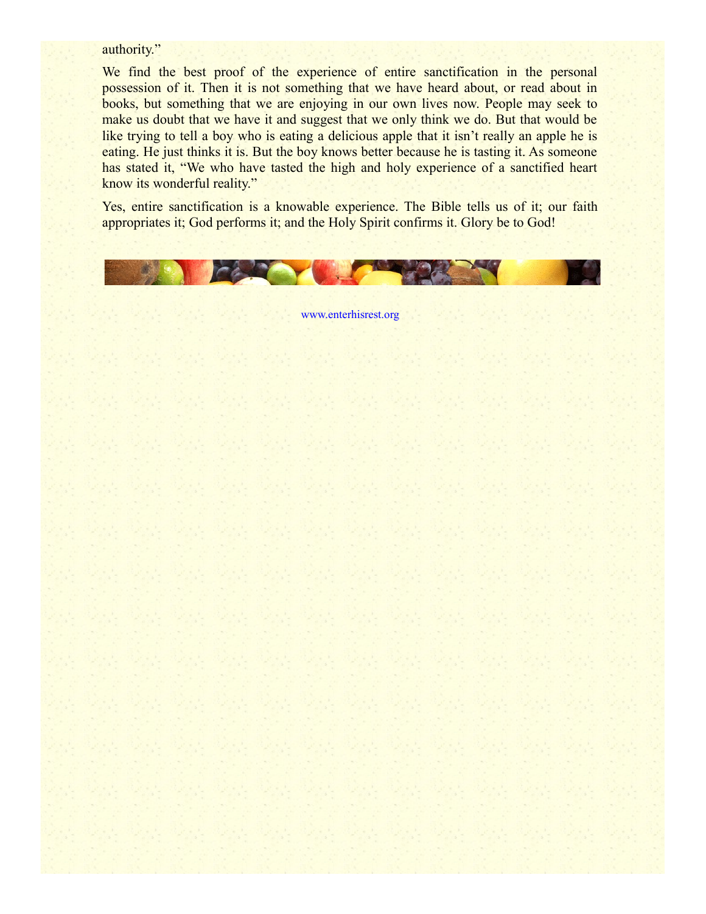authority."

We find the best proof of the experience of entire sanctification in the personal possession of it. Then it is not something that we have heard about, or read about in books, but something that we are enjoying in our own lives now. People may seek to make us doubt that we have it and suggest that we only think we do. But that would be like trying to tell a boy who is eating a delicious apple that it isn't really an apple he is eating. He just thinks it is. But the boy knows better because he is tasting it. As someone has stated it, "We who have tasted the high and holy experience of a sanctified heart know its wonderful reality."

Yes, entire sanctification is a knowable experience. The Bible tells us of it; our faith appropriates it; God performs it; and the Holy Spirit confirms it. Glory be to God!

www.enterhisrest.org